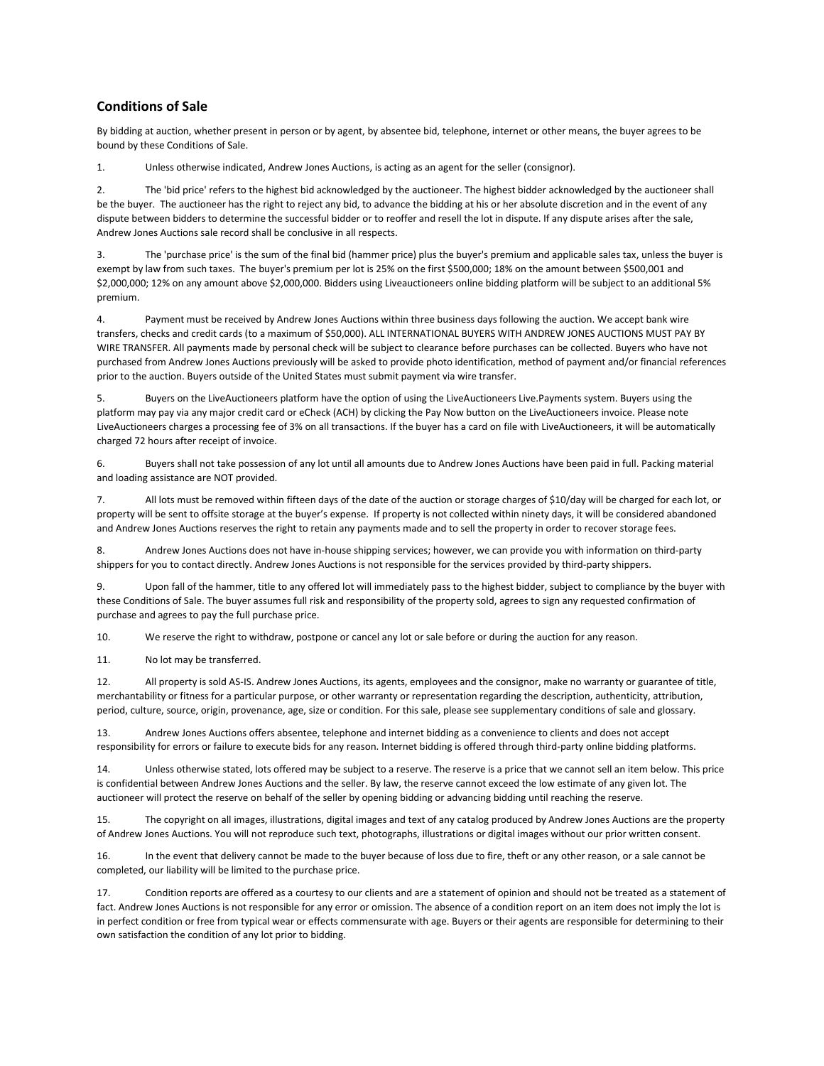## Conditions of Sale

By bidding at auction, whether present in person or by agent, by absentee bid, telephone, internet or other means, the buyer agrees to be bound by these Conditions of Sale.

1. Unless otherwise indicated, Andrew Jones Auctions, is acting as an agent for the seller (consignor).

2. The 'bid price' refers to the highest bid acknowledged by the auctioneer. The highest bidder acknowledged by the auctioneer shall be the buyer. The auctioneer has the right to reject any bid, to advance the bidding at his or her absolute discretion and in the event of any dispute between bidders to determine the successful bidder or to reoffer and resell the lot in dispute. If any dispute arises after the sale, Andrew Jones Auctions sale record shall be conclusive in all respects.

3. The 'purchase price' is the sum of the final bid (hammer price) plus the buyer's premium and applicable sales tax, unless the buyer is exempt by law from such taxes. The buyer's premium per lot is 25% on the first $500,000; 18% on the amount between $500,001 and $2,000,000; 12% on any amount above $2,000,000. Bidders using Liveauctioneers online bidding platform will be subject to an additional 5% premium.

4. Payment must be received by Andrew Jones Auctions within three business days following the auction. We accept bank wire transfers, checks and credit cards (to a maximum of $50,000). ALL INTERNATIONAL BUYERS WITH ANDREW JONES AUCTIONS MUST PAY BY WIRE TRANSFER. All payments made by personal check will be subject to clearance before purchases can be collected. Buyers who have not purchased from Andrew Jones Auctions previously will be asked to provide photo identification, method of payment and/or financial references prior to the auction. Buyers outside of the United States must submit payment via wire transfer.

5. Buyers on the LiveAuctioneers platform have the option of using the LiveAuctioneers Live.Payments system. Buyers using the platform may pay via any major credit card or eCheck (ACH) by clicking the Pay Now button on the LiveAuctioneers invoice. Please note LiveAuctioneers charges a processing fee of 3% on all transactions. If the buyer has a card on file with LiveAuctioneers, it will be automatically charged 72 hours after receipt of invoice.

6. Buyers shall not take possession of any lot until all amounts due to Andrew Jones Auctions have been paid in full. Packing material and loading assistance are NOT provided.

7. All lots must be removed within fifteen days of the date of the auction or storage charges of $10/day will be charged for each lot, or property will be sent to offsite storage at the buyer's expense. If property is not collected within ninety days, it will be considered abandoned and Andrew Jones Auctions reserves the right to retain any payments made and to sell the property in order to recover storage fees.

8. Andrew Jones Auctions does not have in-house shipping services; however, we can provide you with information on third-party shippers for you to contact directly. Andrew Jones Auctions is not responsible for the services provided by third-party shippers.

9. Upon fall of the hammer, title to any offered lot will immediately pass to the highest bidder, subject to compliance by the buyer with these Conditions of Sale. The buyer assumes full risk and responsibility of the property sold, agrees to sign any requested confirmation of purchase and agrees to pay the full purchase price.

10. We reserve the right to withdraw, postpone or cancel any lot or sale before or during the auction for any reason.

11. No lot may be transferred.

12. All property is sold AS-IS. Andrew Jones Auctions, its agents, employees and the consignor, make no warranty or guarantee of title, merchantability or fitness for a particular purpose, or other warranty or representation regarding the description, authenticity, attribution, period, culture, source, origin, provenance, age, size or condition. For this sale, please see supplementary conditions of sale and glossary.

13. Andrew Jones Auctions offers absentee, telephone and internet bidding as a convenience to clients and does not accept responsibility for errors or failure to execute bids for any reason. Internet bidding is offered through third-party online bidding platforms.

14. Unless otherwise stated, lots offered may be subject to a reserve. The reserve is a price that we cannot sell an item below. This price is confidential between Andrew Jones Auctions and the seller. By law, the reserve cannot exceed the low estimate of any given lot. The auctioneer will protect the reserve on behalf of the seller by opening bidding or advancing bidding until reaching the reserve.

15. The copyright on all images, illustrations, digital images and text of any catalog produced by Andrew Jones Auctions are the property of Andrew Jones Auctions. You will not reproduce such text, photographs, illustrations or digital images without our prior written consent.

16. In the event that delivery cannot be made to the buyer because of loss due to fire, theft or any other reason, or a sale cannot be completed, our liability will be limited to the purchase price.

17. Condition reports are offered as a courtesy to our clients and are a statement of opinion and should not be treated as a statement of fact. Andrew Jones Auctions is not responsible for any error or omission. The absence of a condition report on an item does not imply the lot is in perfect condition or free from typical wear or effects commensurate with age. Buyers or their agents are responsible for determining to their own satisfaction the condition of any lot prior to bidding.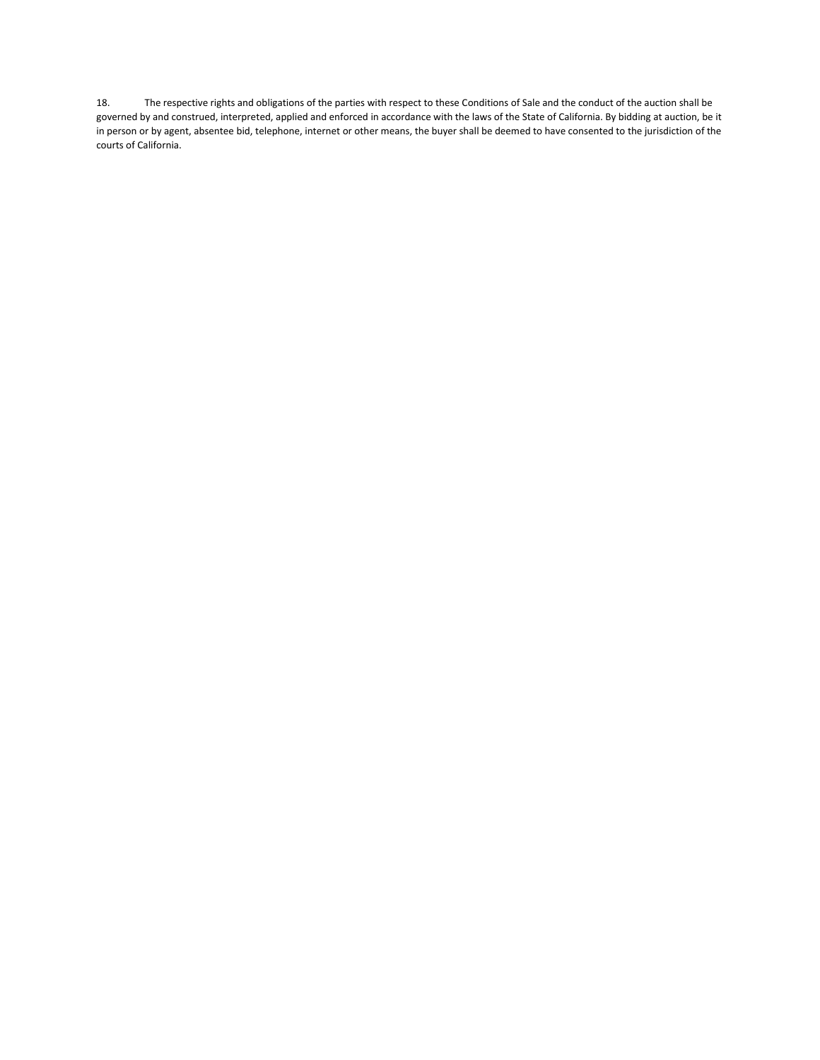18. The respective rights and obligations of the parties with respect to these Conditions of Sale and the conduct of the auction shall be governed by and construed, interpreted, applied and enforced in accordance with the laws of the State of California. By bidding at auction, be it in person or by agent, absentee bid, telephone, internet or other means, the buyer shall be deemed to have consented to the jurisdiction of the courts of California.